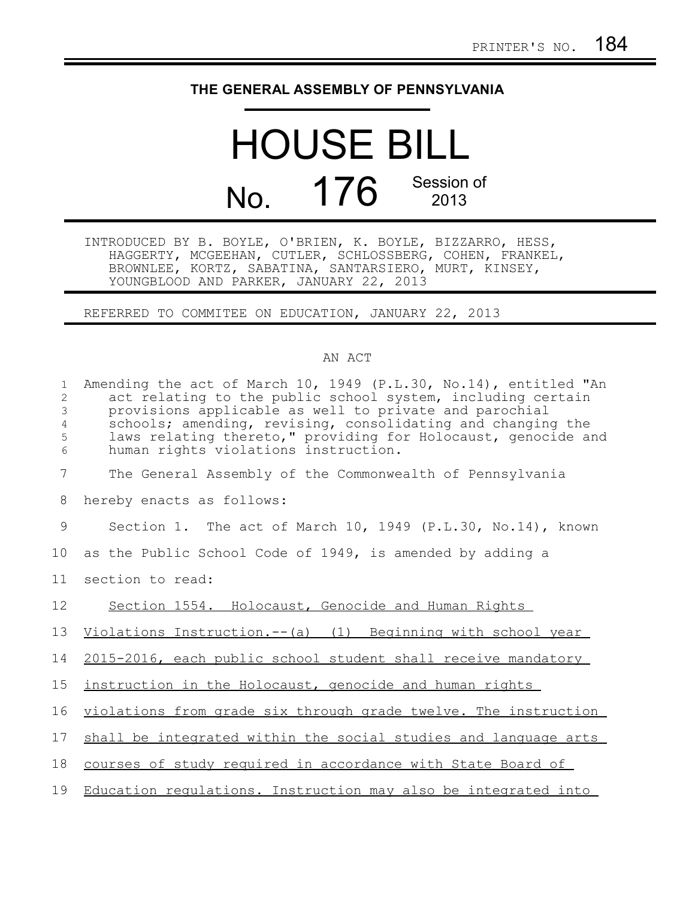PRINTER'S NO. 184

**THE GENERAL ASSEMBLY OF PENNSYLVANIA**

# HOUSE BILL

## No. 176 Session of 2013

INTRODUCED BY B. BOYLE, O'BRIEN, K. BOYLE, BIZZARRO, HESS, HAGGERTY, MCGEEHAN, CUTLER, SCHLOSSBERG, COHEN, FRANKEL, BROWNLEE, KORTZ, SABATINA, SANTARSIERO, MURT, KINSEY, YOUNGBLOOD AND PARKER, JANUARY 22, 2013

REFERRED TO COMMITEE ON EDUCATION, JANUARY 22, 2013

AN ACT

Amending the act of March 10, 1949 (P.L.30, No.14), entitled "An act relating to the public school system, including certain provisions applicable as well to private and parochial schools; amending, revising, consolidating and changing the laws relating thereto," providing for Holocaust, genocide and human rights violations instruction.

The General Assembly of the Commonwealth of Pennsylvania hereby enacts as follows:

Section 1. The act of March 10, 1949 (P.L.30, No.14), known as the Public School Code of 1949, is amended by adding a section to read:

Section 1554. Holocaust, Genocide and Human Rights Violations Instruction.--(a) (1) Beginning with school year 2015-2016, each public school student shall receive mandatory instruction in the Holocaust, genocide and human rights violations from grade six through grade twelve. The instruction shall be integrated within the social studies and language arts courses of study required in accordance with State Board of Education regulations. Instruction may also be integrated into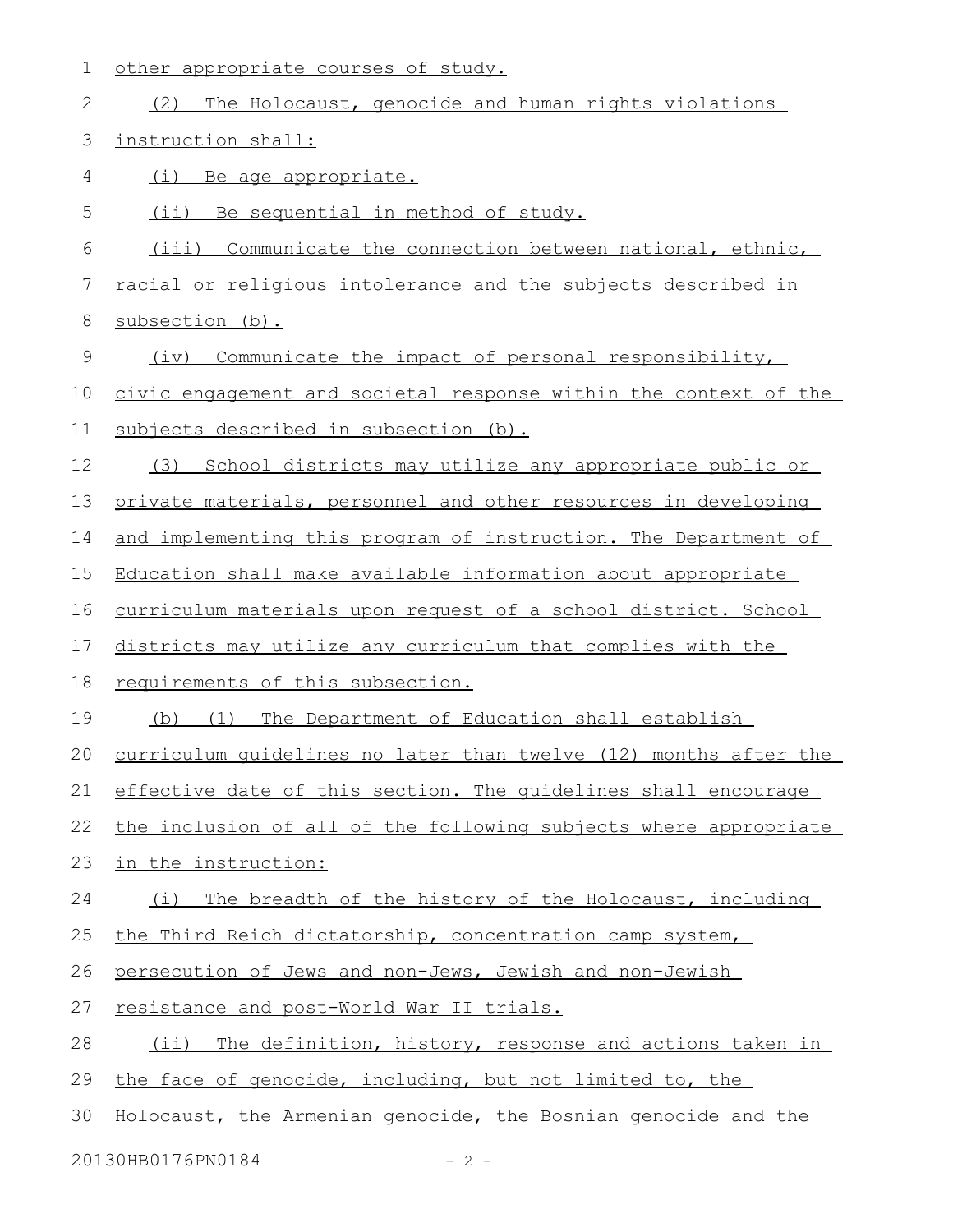other appropriate courses of study.

(2) The Holocaust, genocide and human rights violations instruction shall:

(i) Be age appropriate.

(ii) Be sequential in method of study.

(iii) Communicate the connection between national, ethnic, racial or religious intolerance and the subjects described in subsection (b).

(iv) Communicate the impact of personal responsibility, civic engagement and societal response within the context of the subjects described in subsection (b).

(3) School districts may utilize any appropriate public or private materials, personnel and other resources in developing and implementing this program of instruction. The Department of Education shall make available information about appropriate curriculum materials upon request of a school district. School districts may utilize any curriculum that complies with the requirements of this subsection.

(b) (1) The Department of Education shall establish curriculum guidelines no later than twelve (12) months after the effective date of this section. The guidelines shall encourage the inclusion of all of the following subjects where appropriate in the instruction:

(i) The breadth of the history of the Holocaust, including the Third Reich dictatorship, concentration camp system, persecution of Jews and non-Jews, Jewish and non-Jewish resistance and post-World War II trials.

(ii) The definition, history, response and actions taken in the face of genocide, including, but not limited to, the Holocaust, the Armenian genocide, the Bosnian genocide and the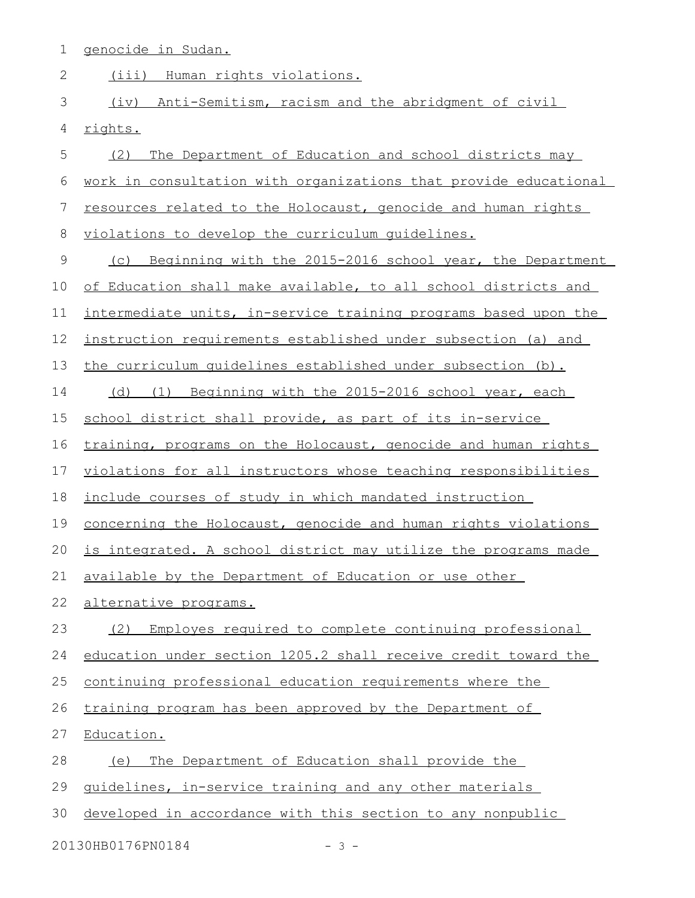genocide in Sudan.

(iii) Human rights violations.

(iv) Anti-Semitism, racism and the abridgment of civil rights.

(2) The Department of Education and school districts may work in consultation with organizations that provide educational resources related to the Holocaust, genocide and human rights violations to develop the curriculum guidelines.

(c) Beginning with the 2015-2016 school year, the Department of Education shall make available, to all school districts and intermediate units, in-service training programs based upon the instruction requirements established under subsection (a) and the curriculum guidelines established under subsection (b).

(d) (1) Beginning with the 2015-2016 school year, each school district shall provide, as part of its in-service training, programs on the Holocaust, genocide and human rights violations for all instructors whose teaching responsibilities include courses of study in which mandated instruction concerning the Holocaust, genocide and human rights violations is integrated. A school district may utilize the programs made available by the Department of Education or use other alternative programs.

(2) Employes required to complete continuing professional education under section 1205.2 shall receive credit toward the continuing professional education requirements where the training program has been approved by the Department of Education.

(e) The Department of Education shall provide the guidelines, in-service training and any other materials developed in accordance with this section to any nonpublic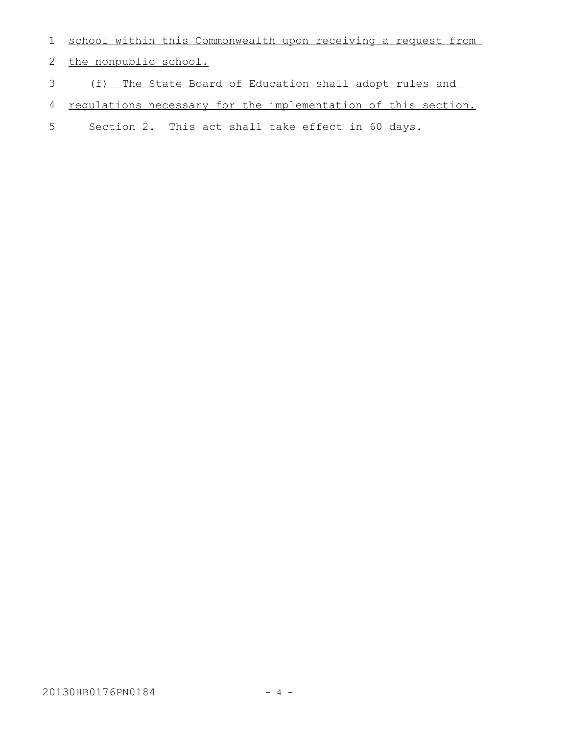school within this Commonwealth upon receiving a request from the nonpublic school.

(f) The State Board of Education shall adopt rules and regulations necessary for the implementation of this section.

Section 2. This act shall take effect in 60 days.